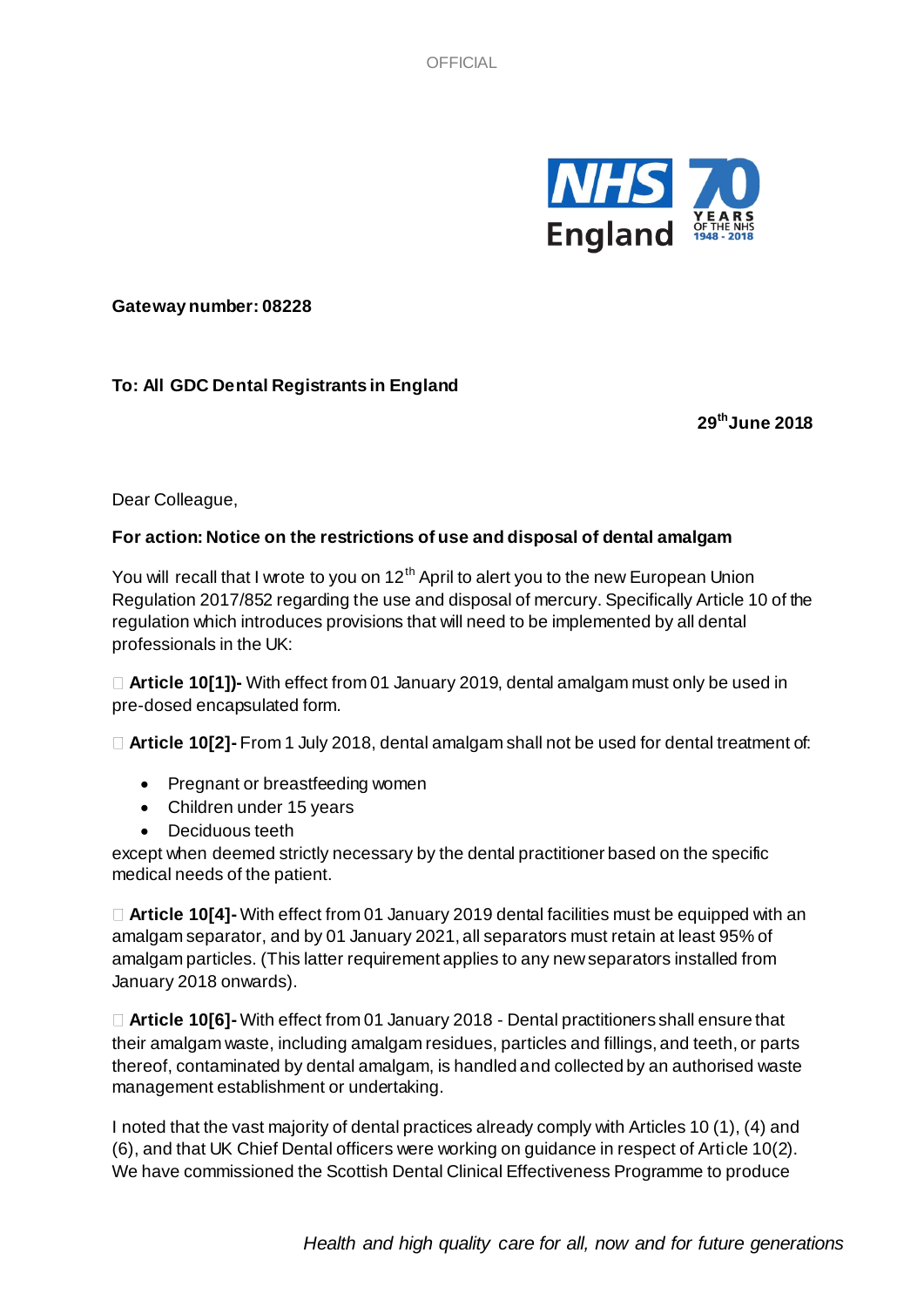**Gateway number: 08228**

**To: All GDC Dental Registrants in England**

**29th June 2018**

Dear Colleague,

**For action: Notice on the restrictions of use and disposal of dental amalgam**

You will recall that I wrote to you on 12th April to alert you to the new European Union Regulation 2017/852 regarding the use and disposal of mercury. Specifically Article 10 of the regulation which introduces provisions that will need to be implemented by all dental professionals in the UK:

- **Article 10[1])-** With effect from 01 January 2019, dental amalgam must only be used in pre-dosed encapsulated form.

- **Article 10[2]-** From 1 July 2018, dental amalgam shall not be used for dental treatment of:
  - Pregnant or breastfeeding women
  - Children under 15 years
  - Deciduous teeth

  except when deemed strictly necessary by the dental practitioner based on the specific medical needs of the patient.

- **Article 10[4]-** With effect from 01 January 2019 dental facilities must be equipped with an amalgam separator, and by 01 January 2021, all separators must retain at least 95% of amalgam particles. (This latter requirement applies to any new separators installed from January 2018 onwards).

- **Article 10[6]-** With effect from 01 January 2018 - Dental practitioners shall ensure that their amalgam waste, including amalgam residues, particles and fillings, and teeth, or parts thereof, contaminated by dental amalgam, is handled and collected by an authorised waste management establishment or undertaking.

I noted that the vast majority of dental practices already comply with Articles 10 (1), (4) and (6), and that UK Chief Dental officers were working on guidance in respect of Article 10(2). We have commissioned the Scottish Dental Clinical Effectiveness Programme to produce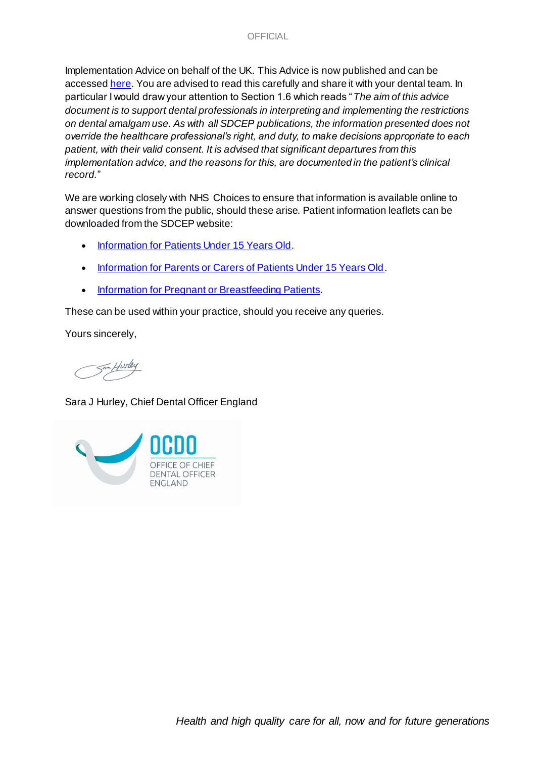Implementation Advice on behalf of the UK. This Advice is now published and can be accessed here. You are advised to read this carefully and share it with your dental team. In particular I would draw your attention to Section 1.6 which reads "*The aim of this advice document is to support dental professionals in interpreting and implementing the restrictions on dental amalgam use. As with all SDCEP publications, the information presented does not override the healthcare professional's right, and duty, to make decisions appropriate to each patient, with their valid consent. It is advised that significant departures from this implementation advice, and the reasons for this, are documented in the patient's clinical record.*"

We are working closely with NHS Choices to ensure that information is available online to answer questions from the public, should these arise. Patient information leaflets can be downloaded from the SDCEP website:

- Information for Patients Under 15 Years Old.
- Information for Parents or Carers of Patients Under 15 Years Old.
- Information for Pregnant or Breastfeeding Patients.

These can be used within your practice, should you receive any queries.

Yours sincerely,

Sara J Hurley, Chief Dental Officer England

OCDO
OFFICE OF CHIEF DENTAL OFFICER ENGLAND